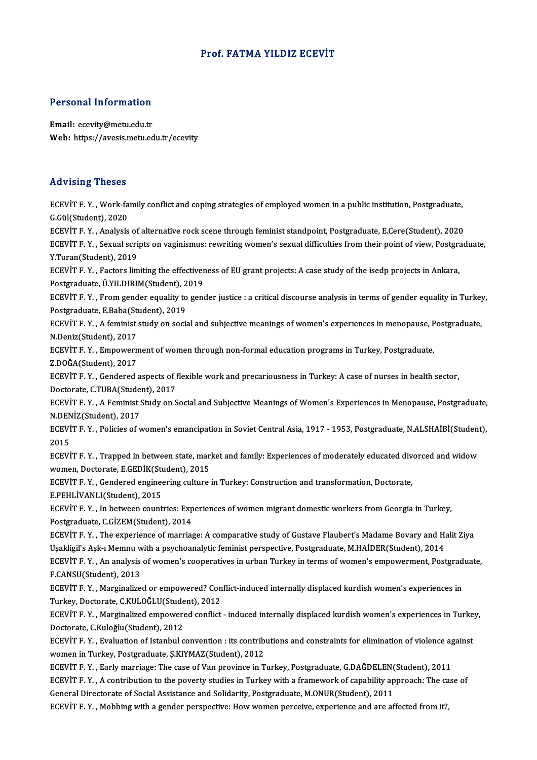# Prof. FATMA YILDIZ ECEVİT

## Personal Information

**Email:** ecevity@metu.edu.tr
**Web:** https://avesis.metu.edu.tr/ecevity

## Advising Theses

ECEVİT F. Y. , Work-family conflict and coping strategies of employed women in a public institution, Postgraduate, G.Gül(Student), 2020

ECEVİT F. Y. , Analysis of alternative rock scene through feminist standpoint, Postgraduate, E.Cere(Student), 2020

ECEVİT F. Y. , Sexual scripts on vaginismus: rewriting women's sexual difficulties from their point of view, Postgraduate, Y.Turan(Student), 2019

ECEVİT F. Y. , Factors limiting the effectiveness of EU grant projects: A case study of the isedp projects in Ankara, Postgraduate, Ü.YILDIRIM(Student), 2019

ECEVİT F. Y. , From gender equality to gender justice : a critical discourse analysis in terms of gender equality in Turkey, Postgraduate, E.Baba(Student), 2019

ECEVİT F. Y. , A feminist study on social and subjective meanings of women's experıences in menopause, Postgraduate, N.Deniz(Student), 2017

ECEVİT F. Y. , Empowerment of women through non-formal education programs in Turkey, Postgraduate, Z.DOĞA(Student), 2017

ECEVİT F. Y. , Gendered aspects of flexible work and precariousness in Turkey: A case of nurses in health sector, Doctorate, C.TUBA(Student), 2017

ECEVİT F. Y. , A Feminist Study on Social and Subjective Meanings of Women's Experiences in Menopause, Postgraduate, N.DENİZ(Student), 2017

ECEVİT F. Y. , Policies of women's emancipation in Soviet Central Asia, 1917 - 1953, Postgraduate, N.ALSHAİBİ(Student), 2015

ECEVİT F. Y. , Trapped in between state, market and family: Experiences of moderately educated divorced and widow women, Doctorate, E.GEDİK(Student), 2015

ECEVİT F. Y. , Gendered engineering culture in Turkey: Construction and transformation, Doctorate, E.PEHLİVANLI(Student), 2015

ECEVİT F. Y. , In between countries: Experiences of women migrant domestic workers from Georgia in Turkey, Postgraduate, C.GİZEM(Student), 2014

ECEVİT F. Y. , The experience of marriage: A comparative study of Gustave Flaubert's Madame Bovary and Halit Ziya Uşakligil's Aşk-ı Memnu with a psychoanalytic feminist perspective, Postgraduate, M.HAİDER(Student), 2014

ECEVİT F. Y. , An analysis of women's cooperatives in urban Turkey in terms of women's empowerment, Postgraduate, F.CANSU(Student), 2013

ECEVİT F. Y. , Marginalized or empowered? Conflict-induced internally displaced kurdish women's experiences in Turkey, Doctorate, C.KULOĞLU(Student), 2012

ECEVİT F. Y. , Marginalized empowered conflict - induced internally displaced kurdish women's experiences in Turkey, Doctorate, C.Kuloğlu(Student), 2012

ECEVİT F. Y. , Evaluation of Istanbul convention : its contributions and constraints for elimination of violence against women in Turkey, Postgraduate, Ş.KIYMAZ(Student), 2012

ECEVİT F. Y. , Early marriage: The case of Van province in Turkey, Postgraduate, G.DAĞDELEN(Student), 2011

ECEVİT F. Y. , A contribution to the poverty studies in Turkey with a framework of capability approach: The case of General Directorate of Social Assistance and Solidarity, Postgraduate, M.ONUR(Student), 2011

ECEVİT F. Y. , Mobbing with a gender perspective: How women perceive, experience and are affected from it?,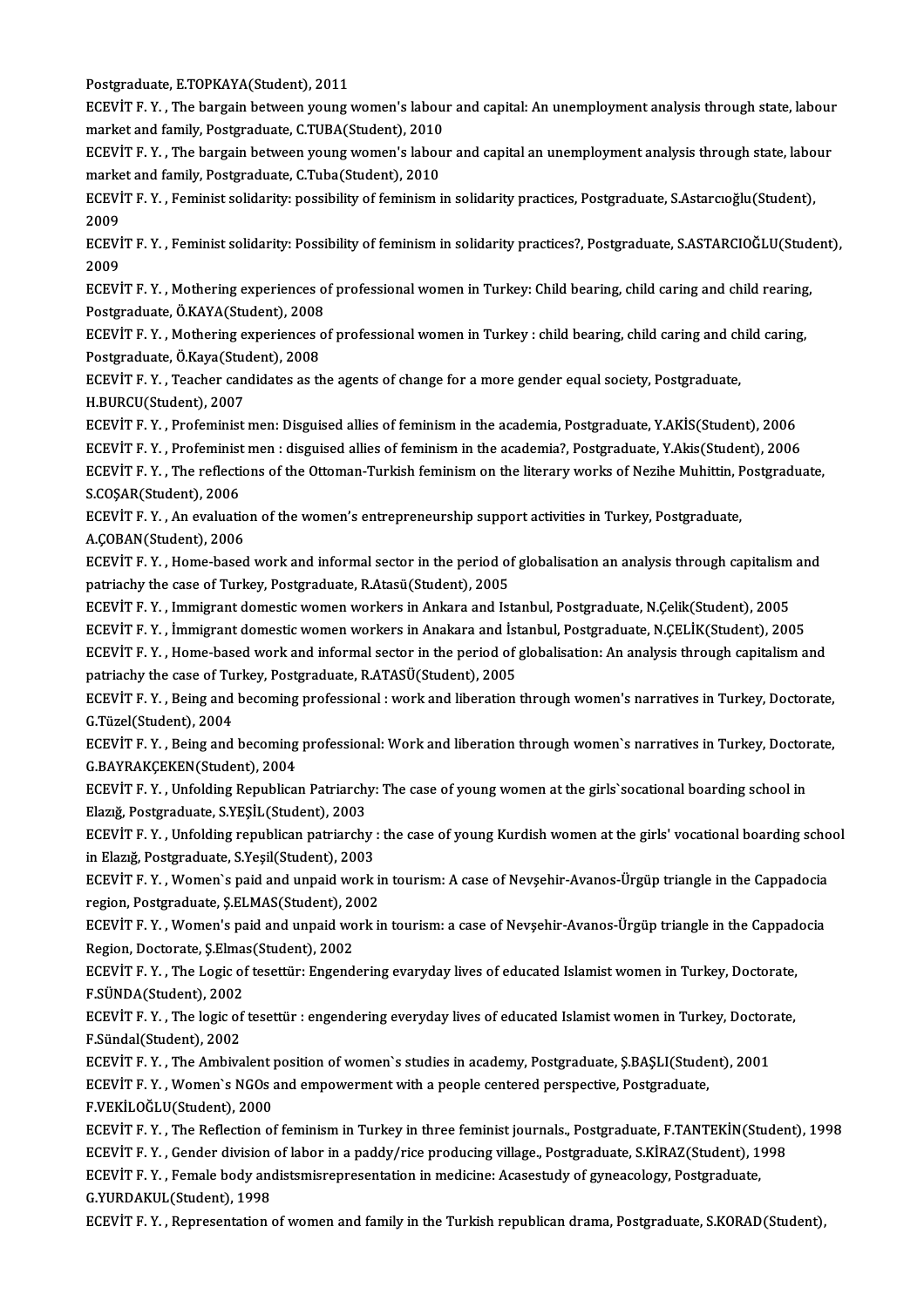Postgraduate, E.TOPKAYA(Student), 2011

ECEVİT F. Y. , The bargain between young women's labour and capital: An unemployment analysis through state, labour market and family, Postgraduate, C.TUBA(Student), 2010

ECEVİT F. Y. , The bargain between young women's labour and capital an unemployment analysis through state, labour market and family, Postgraduate, C.Tuba(Student), 2010

ECEVİT F. Y. , Feminist solidarity: possibility of feminism in solidarity practices, Postgraduate, S.Astarcıoğlu(Student), 2009

ECEVİT F. Y. , Feminist solidarity: Possibility of feminism in solidarity practices?, Postgraduate, S.ASTARCIOĞLU(Student), 2009

ECEVİT F. Y. , Mothering experiences of professional women in Turkey: Child bearing, child caring and child rearing, Postgraduate, Ö.KAYA(Student), 2008

ECEVİT F. Y. , Mothering experiences of professional women in Turkey : child bearing, child caring and child caring, Postgraduate, Ö.Kaya(Student), 2008

ECEVİT F. Y. , Teacher candidates as the agents of change for a more gender equal society, Postgraduate, H.BURCU(Student), 2007

ECEVİT F. Y. , Profeminist men: Disguised allies of feminism in the academia, Postgraduate, Y.AKİS(Student), 2006

ECEVİT F. Y. , Profeminist men : disguised allies of feminism in the academia?, Postgraduate, Y.Akis(Student), 2006

ECEVİT F. Y. , The reflections of the Ottoman-Turkish feminism on the literary works of Nezihe Muhittin, Postgraduate, S.COŞAR(Student), 2006

ECEVİT F. Y. , An evaluation of the women's entrepreneurship support activities in Turkey, Postgraduate, A.ÇOBAN(Student), 2006

ECEVİT F. Y. , Home-based work and informal sector in the period of globalisation an analysis through capitalism and patriachy the case of Turkey, Postgraduate, R.Atasü(Student), 2005

ECEVİT F. Y. , Immigrant domestic women workers in Ankara and Istanbul, Postgraduate, N.Çelik(Student), 2005

ECEVİT F. Y. , İmmigrant domestic women workers in Anakara and İstanbul, Postgraduate, N.ÇELİK(Student), 2005

ECEVİT F. Y. , Home-based work and informal sector in the period of globalisation: An analysis through capitalism and patriachy the case of Turkey, Postgraduate, R.ATASÜ(Student), 2005

ECEVİT F. Y. , Being and becoming professional : work and liberation through women's narratives in Turkey, Doctorate, G.Tüzel(Student), 2004

ECEVİT F. Y. , Being and becoming professional: Work and liberation through women`s narratives in Turkey, Doctorate, G.BAYRAKÇEKEN(Student), 2004

ECEVİT F. Y. , Unfolding Republican Patriarchy: The case of young women at the girls`socational boarding school in Elazığ, Postgraduate, S.YEŞİL(Student), 2003

ECEVİT F. Y. , Unfolding republican patriarchy : the case of young Kurdish women at the girls' vocational boarding school in Elazığ, Postgraduate, S.Yeşil(Student), 2003

ECEVİT F. Y. , Women`s paid and unpaid work in tourism: A case of Nevşehir-Avanos-Ürgüp triangle in the Cappadocia region, Postgraduate, Ş.ELMAS(Student), 2002

ECEVİT F. Y. , Women's paid and unpaid work in tourism: a case of Nevşehir-Avanos-Ürgüp triangle in the Cappadocia Region, Doctorate, Ş.Elmas(Student), 2002

ECEVİT F. Y. , The Logic of tesettür: Engendering evaryday lives of educated Islamist women in Turkey, Doctorate, F.SÜNDA(Student), 2002

ECEVİT F. Y. , The logic of tesettür : engendering everyday lives of educated Islamist women in Turkey, Doctorate, F.Sündal(Student), 2002

ECEVİT F. Y. , The Ambivalent position of women`s studies in academy, Postgraduate, Ş.BAŞLI(Student), 2001

ECEVİT F. Y. , Women`s NGOs and empowerment with a people centered perspective, Postgraduate, F.VEKİLOĞLU(Student), 2000

ECEVİT F. Y. , The Reflection of feminism in Turkey in three feminist journals., Postgraduate, F.TANTEKİN(Student), 1998

ECEVİT F. Y. , Gender division of labor in a paddy/rice producing village., Postgraduate, S.KİRAZ(Student), 1998

ECEVİT F. Y. , Female body andistsmisrepresentation in medicine: Acasestudy of gyneacology, Postgraduate, G.YURDAKUL(Student), 1998

ECEVİT F. Y. , Representation of women and family in the Turkish republican drama, Postgraduate, S.KORAD(Student),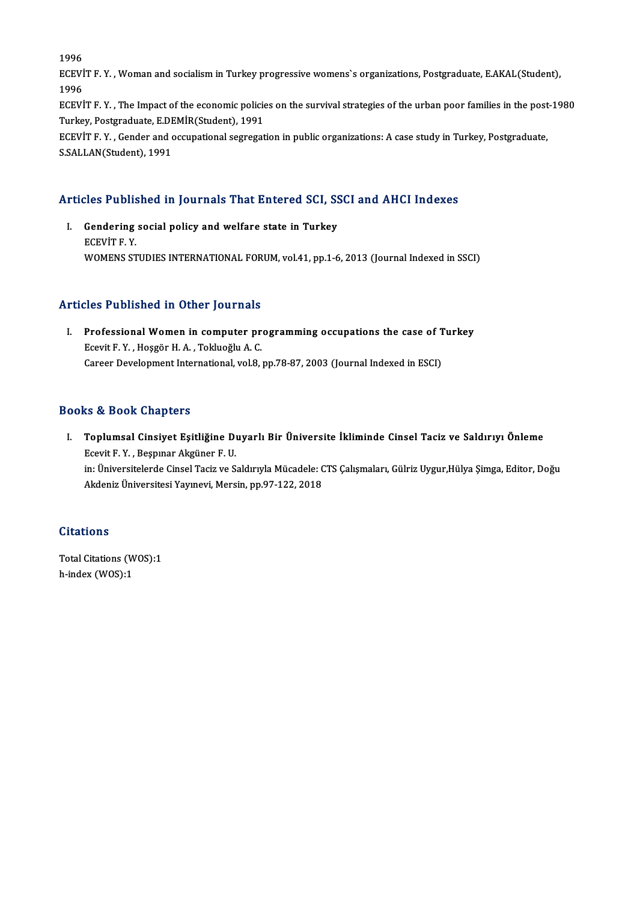1996
ECEVİT F. Y. , Woman and socialism in Turkey progressive womens`s organizations, Postgraduate, E.AKAL(Student), 1996
ECEVİT F. Y. , The Impact of the economic policies on the survival strategies of the urban poor families in the post-1980 Turkey, Postgraduate, E.DEMİR(Student), 1991
ECEVİT F. Y. , Gender and occupational segregation in public organizations: A case study in Turkey, Postgraduate, S.SALLAN(Student), 1991

## Articles Published in Journals That Entered SCI, SSCI and AHCI Indexes

I. **Gendering social policy and welfare state in Turkey**
ECEVİT F. Y.
WOMENS STUDIES INTERNATIONAL FORUM, vol.41, pp.1-6, 2013 (Journal Indexed in SSCI)

## Articles Published in Other Journals

I. **Professional Women in computer programming occupations the case of Turkey**
Ecevit F. Y. , Hoşgör H. A. , Tokluoğlu A. C.
Career Development International, vol.8, pp.78-87, 2003 (Journal Indexed in ESCI)

## Books & Book Chapters

I. **Toplumsal Cinsiyet Eşitliğine Duyarlı Bir Üniversite İkliminde Cinsel Taciz ve Saldırıyı Önleme**
Ecevit F. Y. , Beşpınar Akgüner F. U.
in: Üniversitelerde Cinsel Taciz ve Saldırıyla Mücadele: CTS Çalışmaları, Gülriz Uygur,Hülya Şimga, Editor, Doğu Akdeniz Üniversitesi Yayınevi, Mersin, pp.97-122, 2018

## Citations

Total Citations (WOS):1
h-index (WOS):1